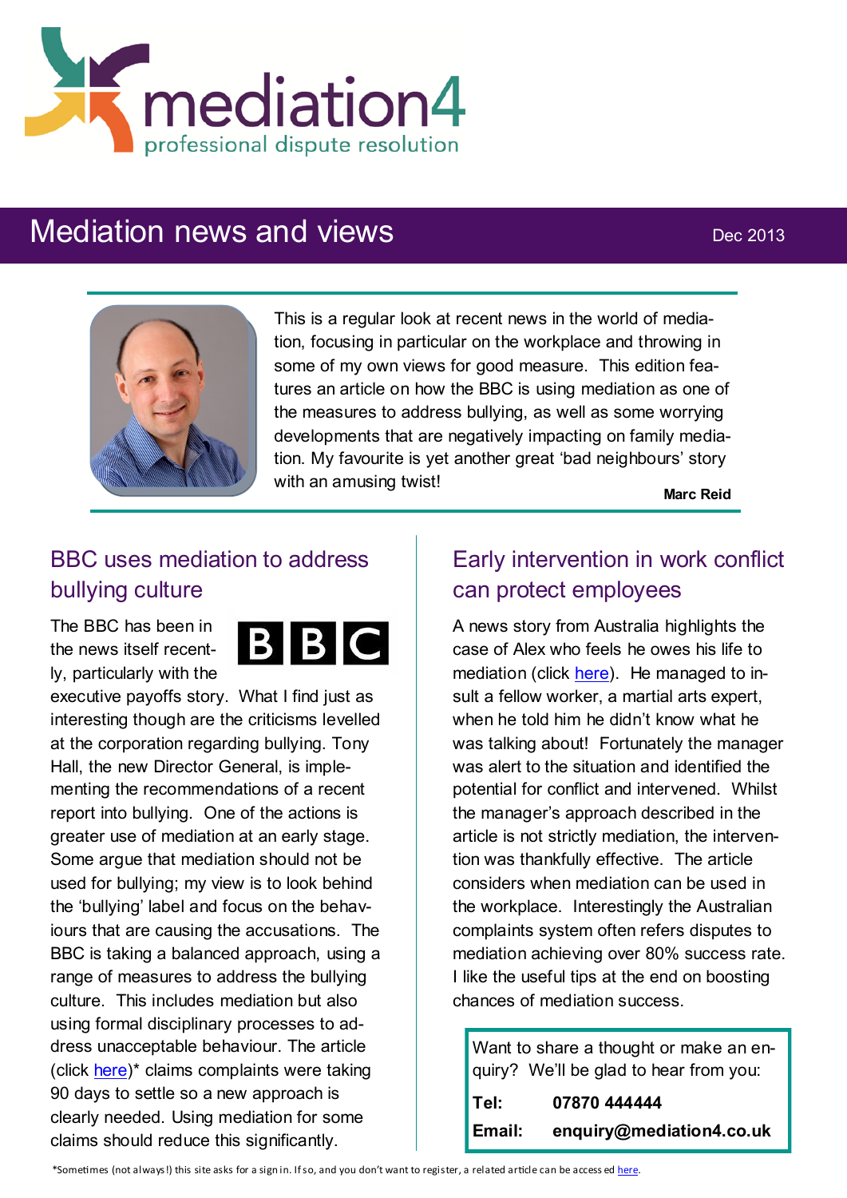mediation4
professional dispute resolution

# Mediation news and views

Dec 2013

This is a regular look at recent news in the world of mediation, focusing in particular on the workplace and throwing in some of my own views for good measure. This edition features an article on how the BBC is using mediation as one of the measures to address bullying, as well as some worrying developments that are negatively impacting on family mediation. My favourite is yet another great 'bad neighbours' story with an amusing twist!

**Marc Reid**

## BBC uses mediation to address bullying culture

The BBC has been in the news itself recently, particularly with the executive payoffs story. What I find just as interesting though are the criticisms levelled at the corporation regarding bullying. Tony Hall, the new Director General, is implementing the recommendations of a recent report into bullying. One of the actions is greater use of mediation at an early stage. Some argue that mediation should not be used for bullying; my view is to look behind the 'bullying' label and focus on the behaviours that are causing the accusations. The BBC is taking a balanced approach, using a range of measures to address the bullying culture. This includes mediation but also using formal disciplinary processes to address unacceptable behaviour. The article (click here)* claims complaints were taking 90 days to settle so a new approach is clearly needed. Using mediation for some claims should reduce this significantly.

## Early intervention in work conflict can protect employees

A news story from Australia highlights the case of Alex who feels he owes his life to mediation (click here). He managed to insult a fellow worker, a martial arts expert, when he told him he didn't know what he was talking about! Fortunately the manager was alert to the situation and identified the potential for conflict and intervened. Whilst the manager's approach described in the article is not strictly mediation, the intervention was thankfully effective. The article considers when mediation can be used in the workplace. Interestingly the Australian complaints system often refers disputes to mediation achieving over 80% success rate. I like the useful tips at the end on boosting chances of mediation success.

Want to share a thought or make an enquiry? We'll be glad to hear from you:

**Tel:** 07870 444444

**Email:** enquiry@mediation4.co.uk

*Sometimes (not always!) this site asks for a sign in. If so, and you don't want to register, a related article can be accessed here.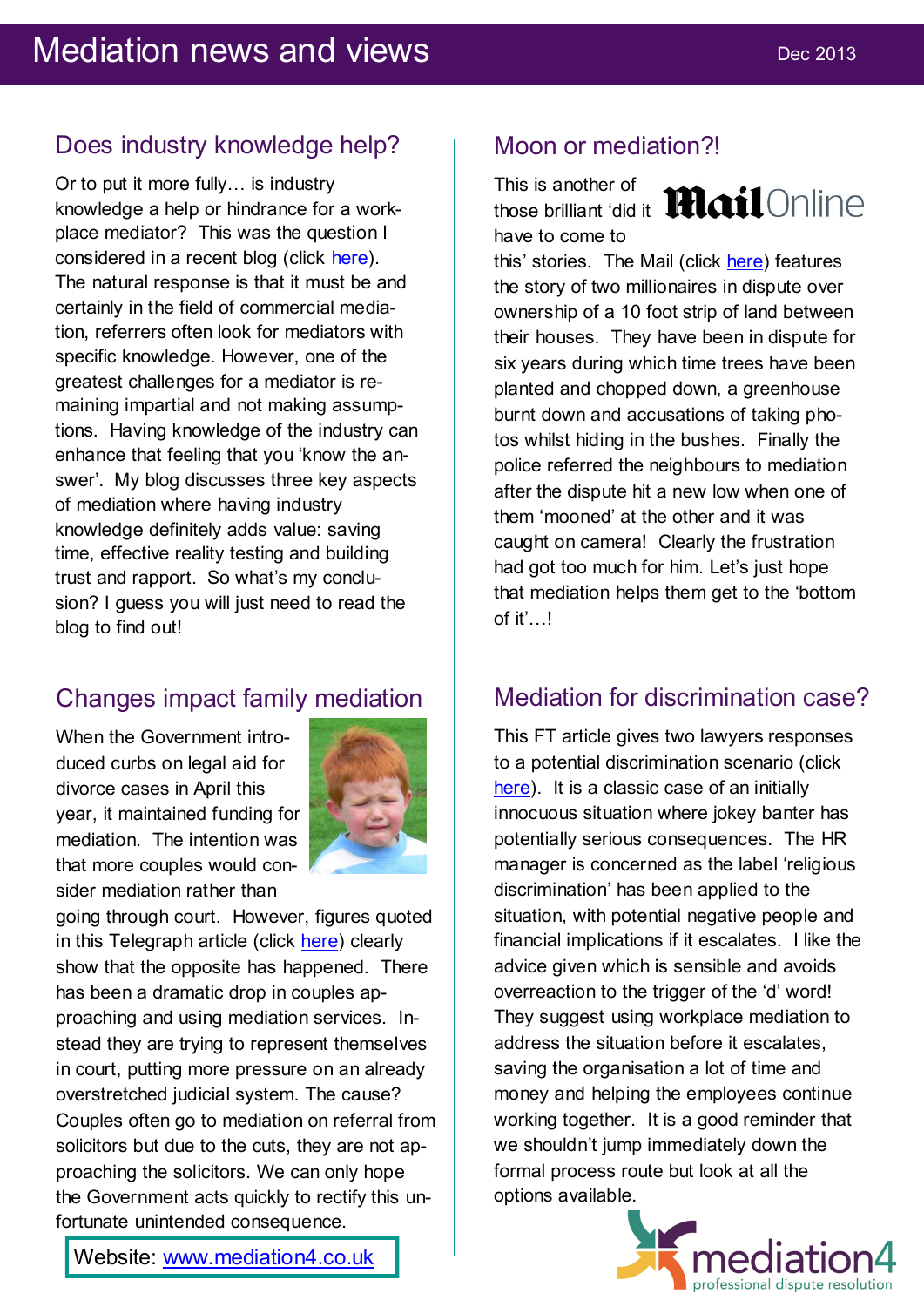# Mediation news and views

Dec 2013

## Does industry knowledge help?

Or to put it more fully… is industry knowledge a help or hindrance for a work-place mediator? This was the question I considered in a recent blog (click here). The natural response is that it must be and certainly in the field of commercial mediation, referrers often look for mediators with specific knowledge. However, one of the greatest challenges for a mediator is remaining impartial and not making assumptions. Having knowledge of the industry can enhance that feeling that you 'know the answer'. My blog discusses three key aspects of mediation where having industry knowledge definitely adds value: saving time, effective reality testing and building trust and rapport. So what's my conclusion? I guess you will just need to read the blog to find out!

## Changes impact family mediation

When the Government introduced curbs on legal aid for divorce cases in April this year, it maintained funding for mediation. The intention was that more couples would consider mediation rather than going through court. However, figures quoted in this Telegraph article (click here) clearly show that the opposite has happened. There has been a dramatic drop in couples approaching and using mediation services. Instead they are trying to represent themselves in court, putting more pressure on an already overstretched judicial system. The cause? Couples often go to mediation on referral from solicitors but due to the cuts, they are not approaching the solicitors. We can only hope the Government acts quickly to rectify this unfortunate unintended consequence.

Website: [www.mediation4.co.uk](http://www.mediation4.co.uk)

## Moon or mediation?!

This is another of those brilliant 'did it have to come to this' stories. The Mail (click here) features the story of two millionaires in dispute over ownership of a 10 foot strip of land between their houses. They have been in dispute for six years during which time trees have been planted and chopped down, a greenhouse burnt down and accusations of taking photos whilst hiding in the bushes. Finally the police referred the neighbours to mediation after the dispute hit a new low when one of them 'mooned' at the other and it was caught on camera! Clearly the frustration had got too much for him. Let's just hope that mediation helps them get to the 'bottom of it'…!

## Mediation for discrimination case?

This FT article gives two lawyers responses to a potential discrimination scenario (click here). It is a classic case of an initially innocuous situation where jokey banter has potentially serious consequences. The HR manager is concerned as the label 'religious discrimination' has been applied to the situation, with potential negative people and financial implications if it escalates. I like the advice given which is sensible and avoids overreaction to the trigger of the 'd' word! They suggest using workplace mediation to address the situation before it escalates, saving the organisation a lot of time and money and helping the employees continue working together. It is a good reminder that we shouldn't jump immediately down the formal process route but look at all the options available.

mediation4
professional dispute resolution